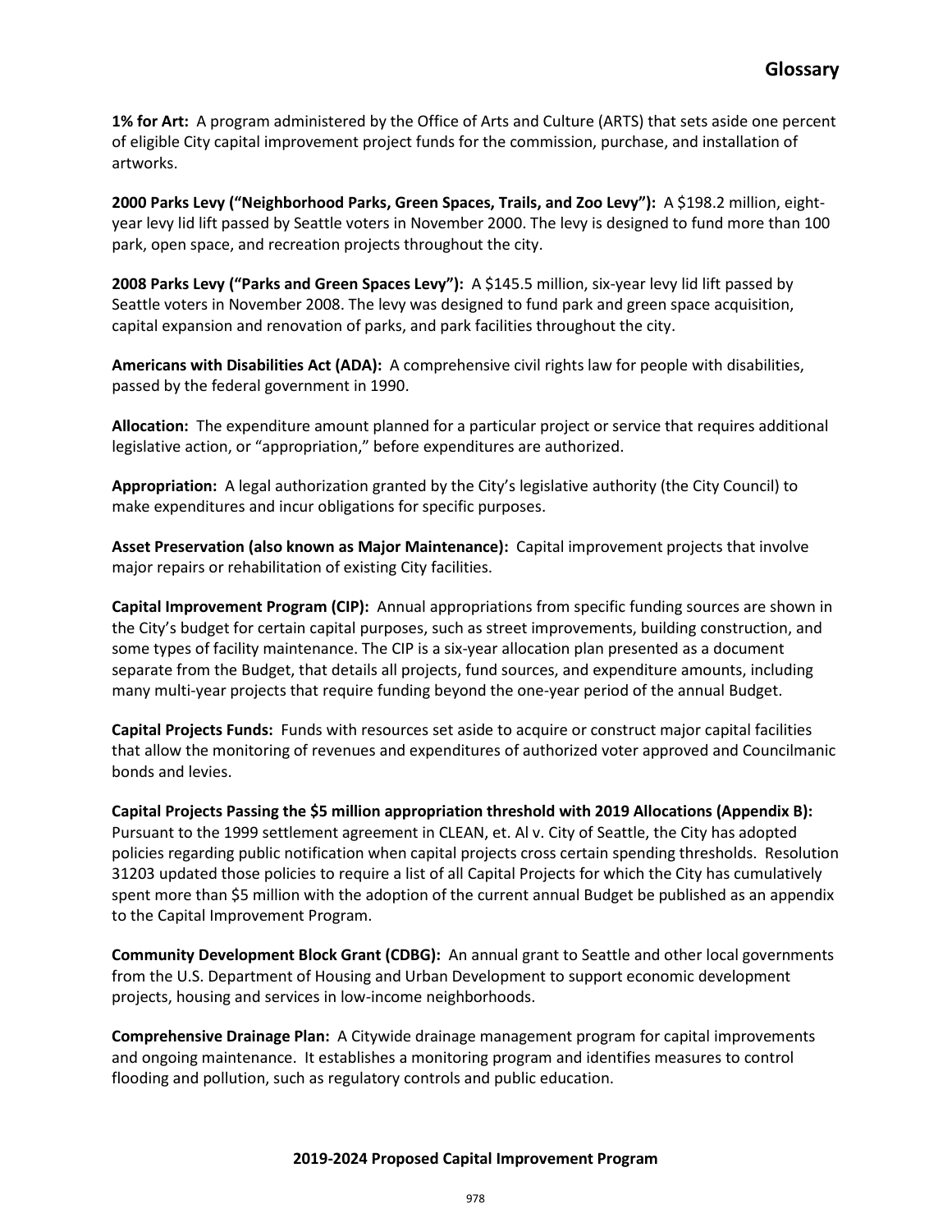# Glossary

**1% for Art:** A program administered by the Office of Arts and Culture (ARTS) that sets aside one percent of eligible City capital improvement project funds for the commission, purchase, and installation of artworks.

**2000 Parks Levy ("Neighborhood Parks, Green Spaces, Trails, and Zoo Levy"):** A $198.2 million, eight-year levy lid lift passed by Seattle voters in November 2000. The levy is designed to fund more than 100 park, open space, and recreation projects throughout the city.

**2008 Parks Levy ("Parks and Green Spaces Levy"):** A $145.5 million, six-year levy lid lift passed by Seattle voters in November 2008. The levy was designed to fund park and green space acquisition, capital expansion and renovation of parks, and park facilities throughout the city.

**Americans with Disabilities Act (ADA):** A comprehensive civil rights law for people with disabilities, passed by the federal government in 1990.

**Allocation:** The expenditure amount planned for a particular project or service that requires additional legislative action, or "appropriation," before expenditures are authorized.

**Appropriation:** A legal authorization granted by the City's legislative authority (the City Council) to make expenditures and incur obligations for specific purposes.

**Asset Preservation (also known as Major Maintenance):** Capital improvement projects that involve major repairs or rehabilitation of existing City facilities.

**Capital Improvement Program (CIP):** Annual appropriations from specific funding sources are shown in the City's budget for certain capital purposes, such as street improvements, building construction, and some types of facility maintenance. The CIP is a six-year allocation plan presented as a document separate from the Budget, that details all projects, fund sources, and expenditure amounts, including many multi-year projects that require funding beyond the one-year period of the annual Budget.

**Capital Projects Funds:** Funds with resources set aside to acquire or construct major capital facilities that allow the monitoring of revenues and expenditures of authorized voter approved and Councilmanic bonds and levies.

**Capital Projects Passing the $5 million appropriation threshold with 2019 Allocations (Appendix B):** Pursuant to the 1999 settlement agreement in CLEAN, et. Al v. City of Seattle, the City has adopted policies regarding public notification when capital projects cross certain spending thresholds. Resolution 31203 updated those policies to require a list of all Capital Projects for which the City has cumulatively spent more than $5 million with the adoption of the current annual Budget be published as an appendix to the Capital Improvement Program.

**Community Development Block Grant (CDBG):** An annual grant to Seattle and other local governments from the U.S. Department of Housing and Urban Development to support economic development projects, housing and services in low-income neighborhoods.

**Comprehensive Drainage Plan:** A Citywide drainage management program for capital improvements and ongoing maintenance. It establishes a monitoring program and identifies measures to control flooding and pollution, such as regulatory controls and public education.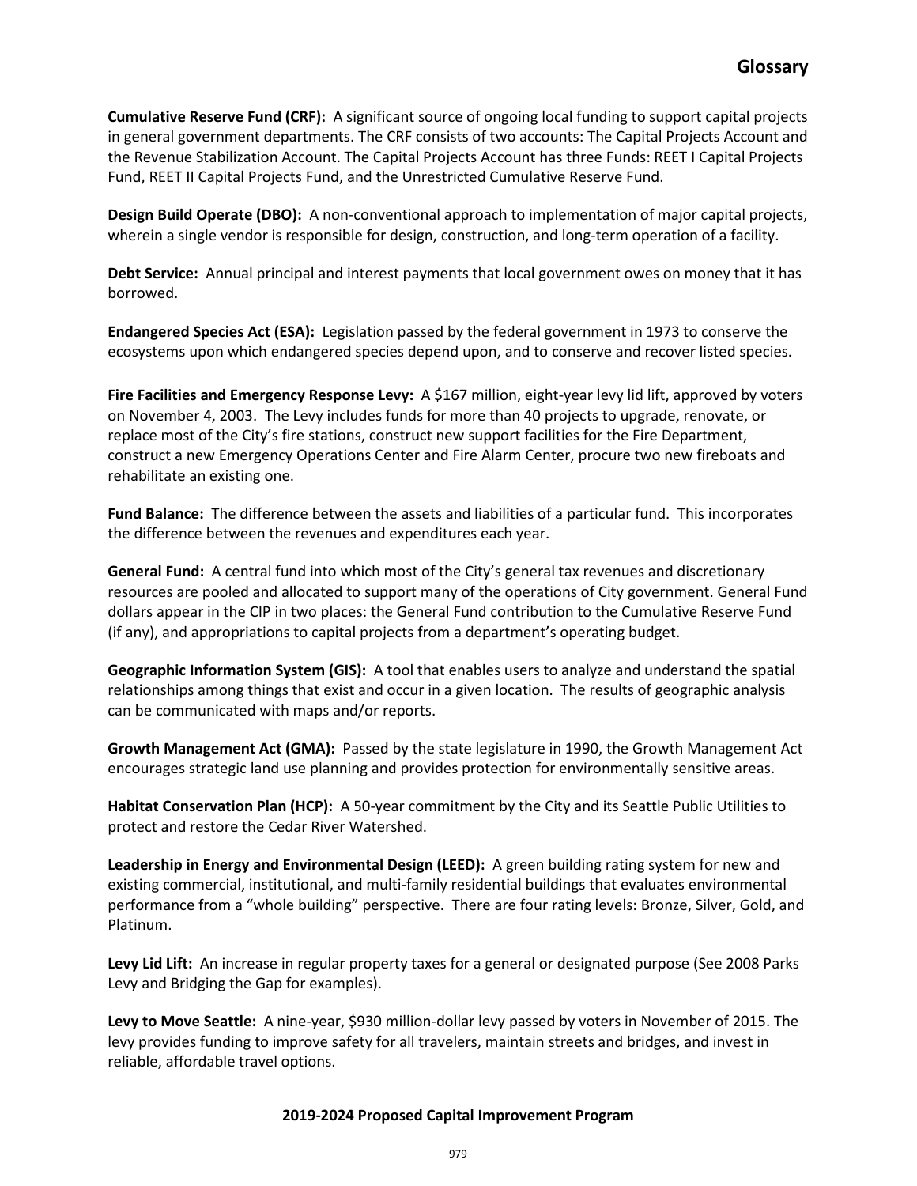## Glossary

**Cumulative Reserve Fund (CRF):** A significant source of ongoing local funding to support capital projects in general government departments. The CRF consists of two accounts: The Capital Projects Account and the Revenue Stabilization Account. The Capital Projects Account has three Funds: REET I Capital Projects Fund, REET II Capital Projects Fund, and the Unrestricted Cumulative Reserve Fund.

**Design Build Operate (DBO):** A non-conventional approach to implementation of major capital projects, wherein a single vendor is responsible for design, construction, and long-term operation of a facility.

**Debt Service:** Annual principal and interest payments that local government owes on money that it has borrowed.

**Endangered Species Act (ESA):** Legislation passed by the federal government in 1973 to conserve the ecosystems upon which endangered species depend upon, and to conserve and recover listed species.

**Fire Facilities and Emergency Response Levy:** A $167 million, eight-year levy lid lift, approved by voters on November 4, 2003. The Levy includes funds for more than 40 projects to upgrade, renovate, or replace most of the City's fire stations, construct new support facilities for the Fire Department, construct a new Emergency Operations Center and Fire Alarm Center, procure two new fireboats and rehabilitate an existing one.

**Fund Balance:** The difference between the assets and liabilities of a particular fund. This incorporates the difference between the revenues and expenditures each year.

**General Fund:** A central fund into which most of the City's general tax revenues and discretionary resources are pooled and allocated to support many of the operations of City government. General Fund dollars appear in the CIP in two places: the General Fund contribution to the Cumulative Reserve Fund (if any), and appropriations to capital projects from a department's operating budget.

**Geographic Information System (GIS):** A tool that enables users to analyze and understand the spatial relationships among things that exist and occur in a given location. The results of geographic analysis can be communicated with maps and/or reports.

**Growth Management Act (GMA):** Passed by the state legislature in 1990, the Growth Management Act encourages strategic land use planning and provides protection for environmentally sensitive areas.

**Habitat Conservation Plan (HCP):** A 50-year commitment by the City and its Seattle Public Utilities to protect and restore the Cedar River Watershed.

**Leadership in Energy and Environmental Design (LEED):** A green building rating system for new and existing commercial, institutional, and multi-family residential buildings that evaluates environmental performance from a "whole building" perspective. There are four rating levels: Bronze, Silver, Gold, and Platinum.

**Levy Lid Lift:** An increase in regular property taxes for a general or designated purpose (See 2008 Parks Levy and Bridging the Gap for examples).

**Levy to Move Seattle:** A nine-year, $930 million-dollar levy passed by voters in November of 2015. The levy provides funding to improve safety for all travelers, maintain streets and bridges, and invest in reliable, affordable travel options.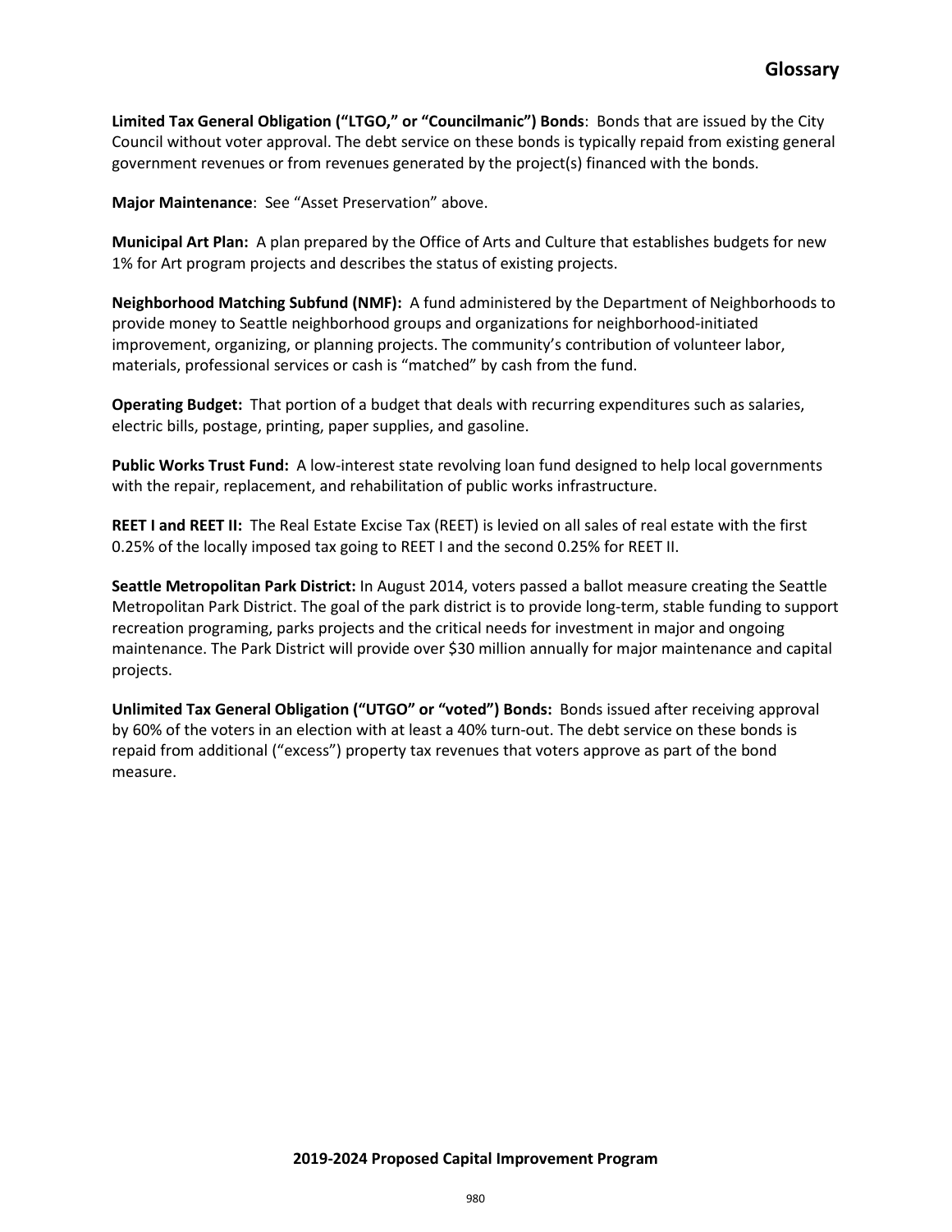## Glossary

**Limited Tax General Obligation ("LTGO," or "Councilmanic") Bonds**: Bonds that are issued by the City Council without voter approval. The debt service on these bonds is typically repaid from existing general government revenues or from revenues generated by the project(s) financed with the bonds.

**Major Maintenance**: See "Asset Preservation" above.

**Municipal Art Plan:** A plan prepared by the Office of Arts and Culture that establishes budgets for new 1% for Art program projects and describes the status of existing projects.

**Neighborhood Matching Subfund (NMF):** A fund administered by the Department of Neighborhoods to provide money to Seattle neighborhood groups and organizations for neighborhood-initiated improvement, organizing, or planning projects. The community's contribution of volunteer labor, materials, professional services or cash is "matched" by cash from the fund.

**Operating Budget:** That portion of a budget that deals with recurring expenditures such as salaries, electric bills, postage, printing, paper supplies, and gasoline.

**Public Works Trust Fund:** A low-interest state revolving loan fund designed to help local governments with the repair, replacement, and rehabilitation of public works infrastructure.

**REET I and REET II:** The Real Estate Excise Tax (REET) is levied on all sales of real estate with the first 0.25% of the locally imposed tax going to REET I and the second 0.25% for REET II.

**Seattle Metropolitan Park District:** In August 2014, voters passed a ballot measure creating the Seattle Metropolitan Park District. The goal of the park district is to provide long-term, stable funding to support recreation programing, parks projects and the critical needs for investment in major and ongoing maintenance. The Park District will provide over $30 million annually for major maintenance and capital projects.

**Unlimited Tax General Obligation ("UTGO" or "voted") Bonds:** Bonds issued after receiving approval by 60% of the voters in an election with at least a 40% turn-out. The debt service on these bonds is repaid from additional ("excess") property tax revenues that voters approve as part of the bond measure.